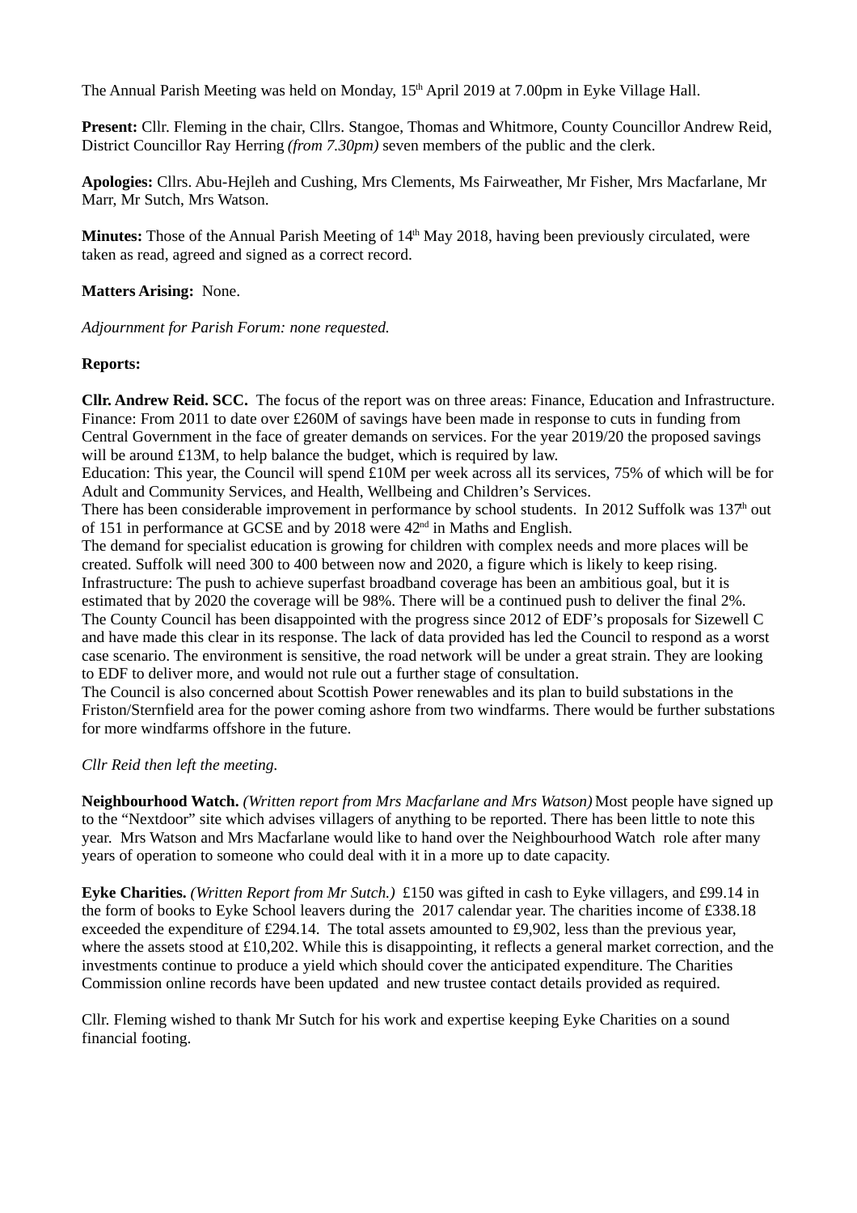The Annual Parish Meeting was held on Monday, 15th April 2019 at 7.00pm in Eyke Village Hall.

**Present:** Cllr. Fleming in the chair, Cllrs. Stangoe, Thomas and Whitmore, County Councillor Andrew Reid, District Councillor Ray Herring *(from 7.30pm)* seven members of the public and the clerk.

**Apologies:** Cllrs. Abu-Hejleh and Cushing, Mrs Clements, Ms Fairweather, Mr Fisher, Mrs Macfarlane, Mr Marr, Mr Sutch, Mrs Watson.

**Minutes:** Those of the Annual Parish Meeting of 14th May 2018, having been previously circulated, were taken as read, agreed and signed as a correct record.

**Matters Arising:** None.

*Adjournment for Parish Forum: none requested.*

**Reports:**

**Cllr. Andrew Reid. SCC.** The focus of the report was on three areas: Finance, Education and Infrastructure. Finance: From 2011 to date over £260M of savings have been made in response to cuts in funding from Central Government in the face of greater demands on services. For the year 2019/20 the proposed savings will be around £13M, to help balance the budget, which is required by law.
Education: This year, the Council will spend £10M per week across all its services, 75% of which will be for Adult and Community Services, and Health, Wellbeing and Children's Services.
There has been considerable improvement in performance by school students. In 2012 Suffolk was 137th out of 151 in performance at GCSE and by 2018 were 42nd in Maths and English.
The demand for specialist education is growing for children with complex needs and more places will be created. Suffolk will need 300 to 400 between now and 2020, a figure which is likely to keep rising.
Infrastructure: The push to achieve superfast broadband coverage has been an ambitious goal, but it is estimated that by 2020 the coverage will be 98%. There will be a continued push to deliver the final 2%.
The County Council has been disappointed with the progress since 2012 of EDF's proposals for Sizewell C and have made this clear in its response. The lack of data provided has led the Council to respond as a worst case scenario. The environment is sensitive, the road network will be under a great strain. They are looking to EDF to deliver more, and would not rule out a further stage of consultation.
The Council is also concerned about Scottish Power renewables and its plan to build substations in the Friston/Sternfield area for the power coming ashore from two windfarms. There would be further substations for more windfarms offshore in the future.

*Cllr Reid then left the meeting.*

**Neighbourhood Watch.** *(Written report from Mrs Macfarlane and Mrs Watson)* Most people have signed up to the "Nextdoor" site which advises villagers of anything to be reported. There has been little to note this year. Mrs Watson and Mrs Macfarlane would like to hand over the Neighbourhood Watch role after many years of operation to someone who could deal with it in a more up to date capacity.

**Eyke Charities.** *(Written Report from Mr Sutch.)* £150 was gifted in cash to Eyke villagers, and £99.14 in the form of books to Eyke School leavers during the 2017 calendar year. The charities income of £338.18 exceeded the expenditure of £294.14. The total assets amounted to £9,902, less than the previous year, where the assets stood at £10,202. While this is disappointing, it reflects a general market correction, and the investments continue to produce a yield which should cover the anticipated expenditure. The Charities Commission online records have been updated and new trustee contact details provided as required.

Cllr. Fleming wished to thank Mr Sutch for his work and expertise keeping Eyke Charities on a sound financial footing.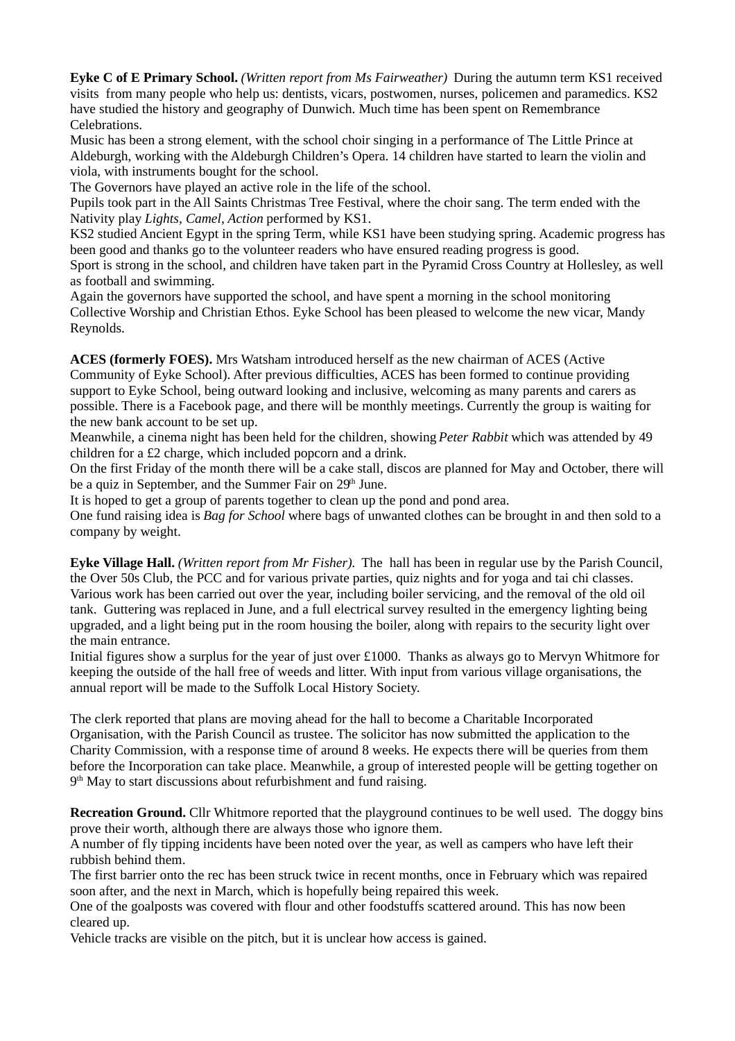**Eyke C of E Primary School.** *(Written report from Ms Fairweather)* During the autumn term KS1 received visits from many people who help us: dentists, vicars, postwomen, nurses, policemen and paramedics. KS2 have studied the history and geography of Dunwich. Much time has been spent on Remembrance Celebrations.

Music has been a strong element, with the school choir singing in a performance of The Little Prince at Aldeburgh, working with the Aldeburgh Children's Opera. 14 children have started to learn the violin and viola, with instruments bought for the school.

The Governors have played an active role in the life of the school.

Pupils took part in the All Saints Christmas Tree Festival, where the choir sang. The term ended with the Nativity play *Lights, Camel, Action* performed by KS1.

KS2 studied Ancient Egypt in the spring Term, while KS1 have been studying spring. Academic progress has been good and thanks go to the volunteer readers who have ensured reading progress is good.

Sport is strong in the school, and children have taken part in the Pyramid Cross Country at Hollesley, as well as football and swimming.

Again the governors have supported the school, and have spent a morning in the school monitoring Collective Worship and Christian Ethos. Eyke School has been pleased to welcome the new vicar, Mandy Reynolds.

**ACES (formerly FOES).** Mrs Watsham introduced herself as the new chairman of ACES (Active Community of Eyke School). After previous difficulties, ACES has been formed to continue providing support to Eyke School, being outward looking and inclusive, welcoming as many parents and carers as possible. There is a Facebook page, and there will be monthly meetings. Currently the group is waiting for the new bank account to be set up.

Meanwhile, a cinema night has been held for the children, showing *Peter Rabbit* which was attended by 49 children for a £2 charge, which included popcorn and a drink.

On the first Friday of the month there will be a cake stall, discos are planned for May and October, there will be a quiz in September, and the Summer Fair on 29th June.

It is hoped to get a group of parents together to clean up the pond and pond area.

One fund raising idea is *Bag for School* where bags of unwanted clothes can be brought in and then sold to a company by weight.

**Eyke Village Hall.** *(Written report from Mr Fisher).* The hall has been in regular use by the Parish Council, the Over 50s Club, the PCC and for various private parties, quiz nights and for yoga and tai chi classes. Various work has been carried out over the year, including boiler servicing, and the removal of the old oil tank. Guttering was replaced in June, and a full electrical survey resulted in the emergency lighting being upgraded, and a light being put in the room housing the boiler, along with repairs to the security light over the main entrance.

Initial figures show a surplus for the year of just over £1000. Thanks as always go to Mervyn Whitmore for keeping the outside of the hall free of weeds and litter. With input from various village organisations, the annual report will be made to the Suffolk Local History Society.

The clerk reported that plans are moving ahead for the hall to become a Charitable Incorporated Organisation, with the Parish Council as trustee. The solicitor has now submitted the application to the Charity Commission, with a response time of around 8 weeks. He expects there will be queries from them before the Incorporation can take place. Meanwhile, a group of interested people will be getting together on 9th May to start discussions about refurbishment and fund raising.

**Recreation Ground.** Cllr Whitmore reported that the playground continues to be well used. The doggy bins prove their worth, although there are always those who ignore them.

A number of fly tipping incidents have been noted over the year, as well as campers who have left their rubbish behind them.

The first barrier onto the rec has been struck twice in recent months, once in February which was repaired soon after, and the next in March, which is hopefully being repaired this week.

One of the goalposts was covered with flour and other foodstuffs scattered around. This has now been cleared up.

Vehicle tracks are visible on the pitch, but it is unclear how access is gained.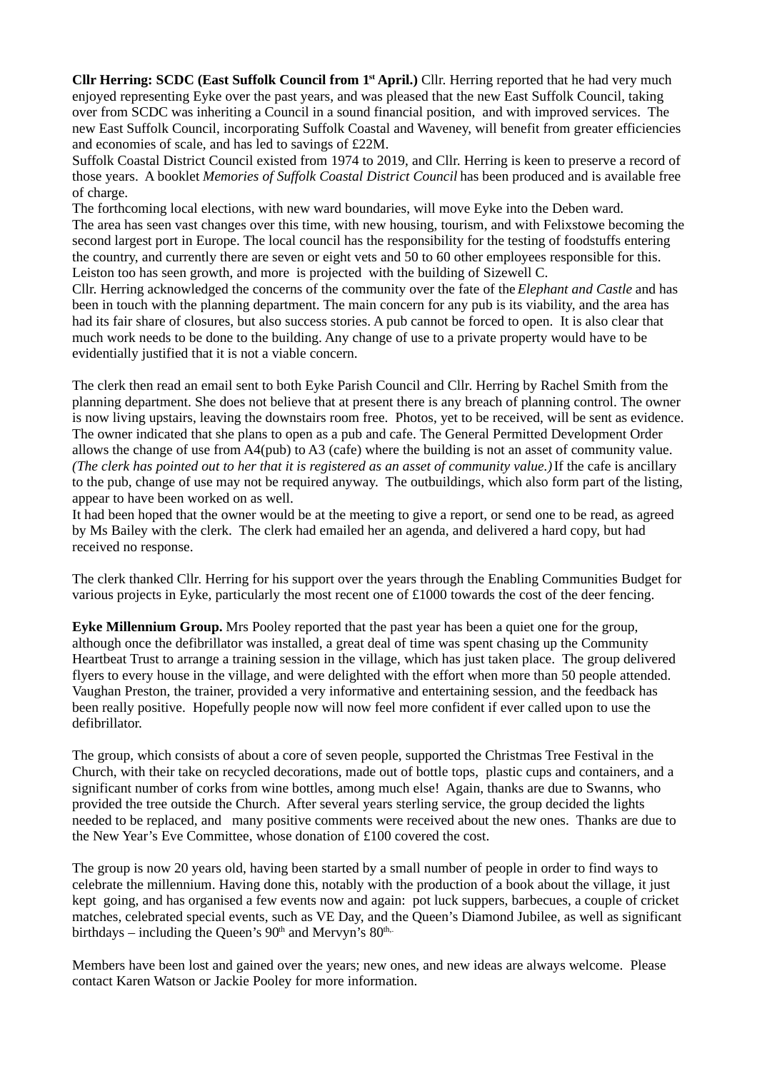**Cllr Herring: SCDC (East Suffolk Council from 1st April.)** Cllr. Herring reported that he had very much enjoyed representing Eyke over the past years, and was pleased that the new East Suffolk Council, taking over from SCDC was inheriting a Council in a sound financial position, and with improved services. The new East Suffolk Council, incorporating Suffolk Coastal and Waveney, will benefit from greater efficiencies and economies of scale, and has led to savings of £22M.
Suffolk Coastal District Council existed from 1974 to 2019, and Cllr. Herring is keen to preserve a record of those years. A booklet *Memories of Suffolk Coastal District Council* has been produced and is available free of charge.
The forthcoming local elections, with new ward boundaries, will move Eyke into the Deben ward.
The area has seen vast changes over this time, with new housing, tourism, and with Felixstowe becoming the second largest port in Europe. The local council has the responsibility for the testing of foodstuffs entering the country, and currently there are seven or eight vets and 50 to 60 other employees responsible for this. Leiston too has seen growth, and more is projected with the building of Sizewell C.
Cllr. Herring acknowledged the concerns of the community over the fate of the *Elephant and Castle* and has been in touch with the planning department. The main concern for any pub is its viability, and the area has had its fair share of closures, but also success stories. A pub cannot be forced to open. It is also clear that much work needs to be done to the building. Any change of use to a private property would have to be evidentially justified that it is not a viable concern.

The clerk then read an email sent to both Eyke Parish Council and Cllr. Herring by Rachel Smith from the planning department. She does not believe that at present there is any breach of planning control. The owner is now living upstairs, leaving the downstairs room free. Photos, yet to be received, will be sent as evidence. The owner indicated that she plans to open as a pub and cafe. The General Permitted Development Order allows the change of use from A4(pub) to A3 (cafe) where the building is not an asset of community value. *(The clerk has pointed out to her that it is registered as an asset of community value.)* If the cafe is ancillary to the pub, change of use may not be required anyway. The outbuildings, which also form part of the listing, appear to have been worked on as well.
It had been hoped that the owner would be at the meeting to give a report, or send one to be read, as agreed by Ms Bailey with the clerk. The clerk had emailed her an agenda, and delivered a hard copy, but had received no response.

The clerk thanked Cllr. Herring for his support over the years through the Enabling Communities Budget for various projects in Eyke, particularly the most recent one of £1000 towards the cost of the deer fencing.

**Eyke Millennium Group.** Mrs Pooley reported that the past year has been a quiet one for the group, although once the defibrillator was installed, a great deal of time was spent chasing up the Community Heartbeat Trust to arrange a training session in the village, which has just taken place. The group delivered flyers to every house in the village, and were delighted with the effort when more than 50 people attended. Vaughan Preston, the trainer, provided a very informative and entertaining session, and the feedback has been really positive. Hopefully people now will now feel more confident if ever called upon to use the defibrillator.

The group, which consists of about a core of seven people, supported the Christmas Tree Festival in the Church, with their take on recycled decorations, made out of bottle tops, plastic cups and containers, and a significant number of corks from wine bottles, among much else! Again, thanks are due to Swanns, who provided the tree outside the Church. After several years sterling service, the group decided the lights needed to be replaced, and many positive comments were received about the new ones. Thanks are due to the New Year's Eve Committee, whose donation of £100 covered the cost.

The group is now 20 years old, having been started by a small number of people in order to find ways to celebrate the millennium. Having done this, notably with the production of a book about the village, it just kept going, and has organised a few events now and again: pot luck suppers, barbecues, a couple of cricket matches, celebrated special events, such as VE Day, and the Queen's Diamond Jubilee, as well as significant birthdays – including the Queen's 90th and Mervyn's 80th.

Members have been lost and gained over the years; new ones, and new ideas are always welcome. Please contact Karen Watson or Jackie Pooley for more information.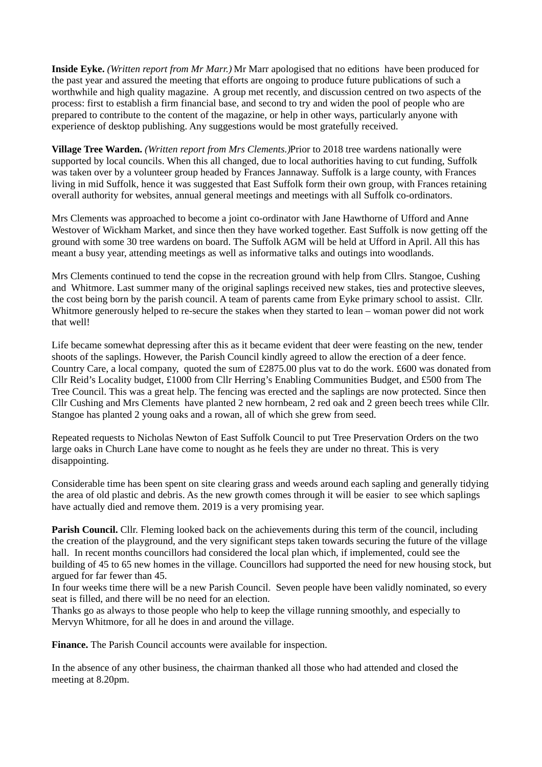**Inside Eyke.** *(Written report from Mr Marr.)* Mr Marr apologised that no editions have been produced for the past year and assured the meeting that efforts are ongoing to produce future publications of such a worthwhile and high quality magazine. A group met recently, and discussion centred on two aspects of the process: first to establish a firm financial base, and second to try and widen the pool of people who are prepared to contribute to the content of the magazine, or help in other ways, particularly anyone with experience of desktop publishing. Any suggestions would be most gratefully received.

**Village Tree Warden.** *(Written report from Mrs Clements.)*Prior to 2018 tree wardens nationally were supported by local councils. When this all changed, due to local authorities having to cut funding, Suffolk was taken over by a volunteer group headed by Frances Jannaway. Suffolk is a large county, with Frances living in mid Suffolk, hence it was suggested that East Suffolk form their own group, with Frances retaining overall authority for websites, annual general meetings and meetings with all Suffolk co-ordinators.

Mrs Clements was approached to become a joint co-ordinator with Jane Hawthorne of Ufford and Anne Westover of Wickham Market, and since then they have worked together. East Suffolk is now getting off the ground with some 30 tree wardens on board. The Suffolk AGM will be held at Ufford in April. All this has meant a busy year, attending meetings as well as informative talks and outings into woodlands.

Mrs Clements continued to tend the copse in the recreation ground with help from Cllrs. Stangoe, Cushing and Whitmore. Last summer many of the original saplings received new stakes, ties and protective sleeves, the cost being born by the parish council. A team of parents came from Eyke primary school to assist. Cllr. Whitmore generously helped to re-secure the stakes when they started to lean – woman power did not work that well!

Life became somewhat depressing after this as it became evident that deer were feasting on the new, tender shoots of the saplings. However, the Parish Council kindly agreed to allow the erection of a deer fence. Country Care, a local company, quoted the sum of £2875.00 plus vat to do the work. £600 was donated from Cllr Reid's Locality budget, £1000 from Cllr Herring's Enabling Communities Budget, and £500 from The Tree Council. This was a great help. The fencing was erected and the saplings are now protected. Since then Cllr Cushing and Mrs Clements have planted 2 new hornbeam, 2 red oak and 2 green beech trees while Cllr. Stangoe has planted 2 young oaks and a rowan, all of which she grew from seed.

Repeated requests to Nicholas Newton of East Suffolk Council to put Tree Preservation Orders on the two large oaks in Church Lane have come to nought as he feels they are under no threat. This is very disappointing.

Considerable time has been spent on site clearing grass and weeds around each sapling and generally tidying the area of old plastic and debris. As the new growth comes through it will be easier to see which saplings have actually died and remove them. 2019 is a very promising year.

**Parish Council.** Cllr. Fleming looked back on the achievements during this term of the council, including the creation of the playground, and the very significant steps taken towards securing the future of the village hall. In recent months councillors had considered the local plan which, if implemented, could see the building of 45 to 65 new homes in the village. Councillors had supported the need for new housing stock, but argued for far fewer than 45.
In four weeks time there will be a new Parish Council. Seven people have been validly nominated, so every seat is filled, and there will be no need for an election.
Thanks go as always to those people who help to keep the village running smoothly, and especially to Mervyn Whitmore, for all he does in and around the village.

**Finance.** The Parish Council accounts were available for inspection.

In the absence of any other business, the chairman thanked all those who had attended and closed the meeting at 8.20pm.